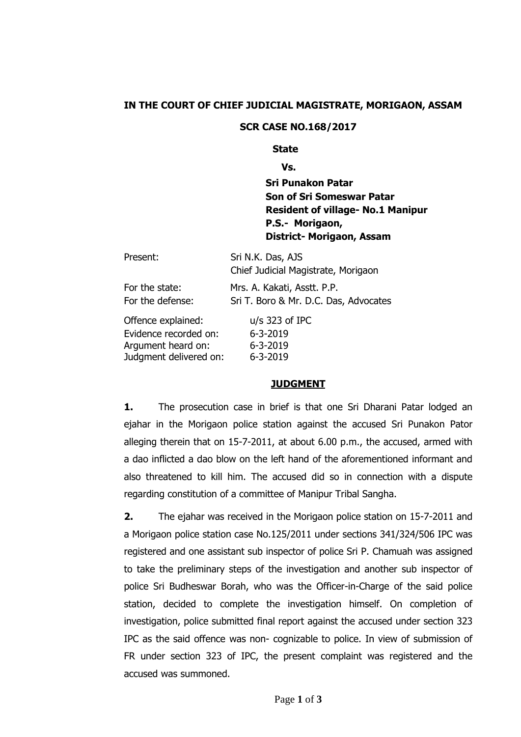**IN THE COURT OF CHIEF JUDICIAL MAGISTRATE, MORIGAON, ASSAM**

**SCR CASE NO.168/2017**

**State**

**Vs.**

**Sri Punakon Patar**
**Son of Sri Someswar Patar**
**Resident of village- No.1 Manipur**
**P.S.- Morigaon,**
**District- Morigaon, Assam**

| | |
|---|---|
| Present: | Sri N.K. Das, AJS<br>Chief Judicial Magistrate, Morigaon |
| For the state: | Mrs. A. Kakati, Asstt. P.P. |
| For the defense: | Sri T. Boro & Mr. D.C. Das, Advocates |
| Offence explained: | u/s 323 of IPC |
| Evidence recorded on: | 6-3-2019 |
| Argument heard on: | 6-3-2019 |
| Judgment delivered on: | 6-3-2019 |

**JUDGMENT**

**1.** The prosecution case in brief is that one Sri Dharani Patar lodged an ejahar in the Morigaon police station against the accused Sri Punakon Pator alleging therein that on 15-7-2011, at about 6.00 p.m., the accused, armed with a dao inflicted a dao blow on the left hand of the aforementioned informant and also threatened to kill him. The accused did so in connection with a dispute regarding constitution of a committee of Manipur Tribal Sangha.

**2.** The ejahar was received in the Morigaon police station on 15-7-2011 and a Morigaon police station case No.125/2011 under sections 341/324/506 IPC was registered and one assistant sub inspector of police Sri P. Chamuah was assigned to take the preliminary steps of the investigation and another sub inspector of police Sri Budheswar Borah, who was the Officer-in-Charge of the said police station, decided to complete the investigation himself. On completion of investigation, police submitted final report against the accused under section 323 IPC as the said offence was non- cognizable to police. In view of submission of FR under section 323 of IPC, the present complaint was registered and the accused was summoned.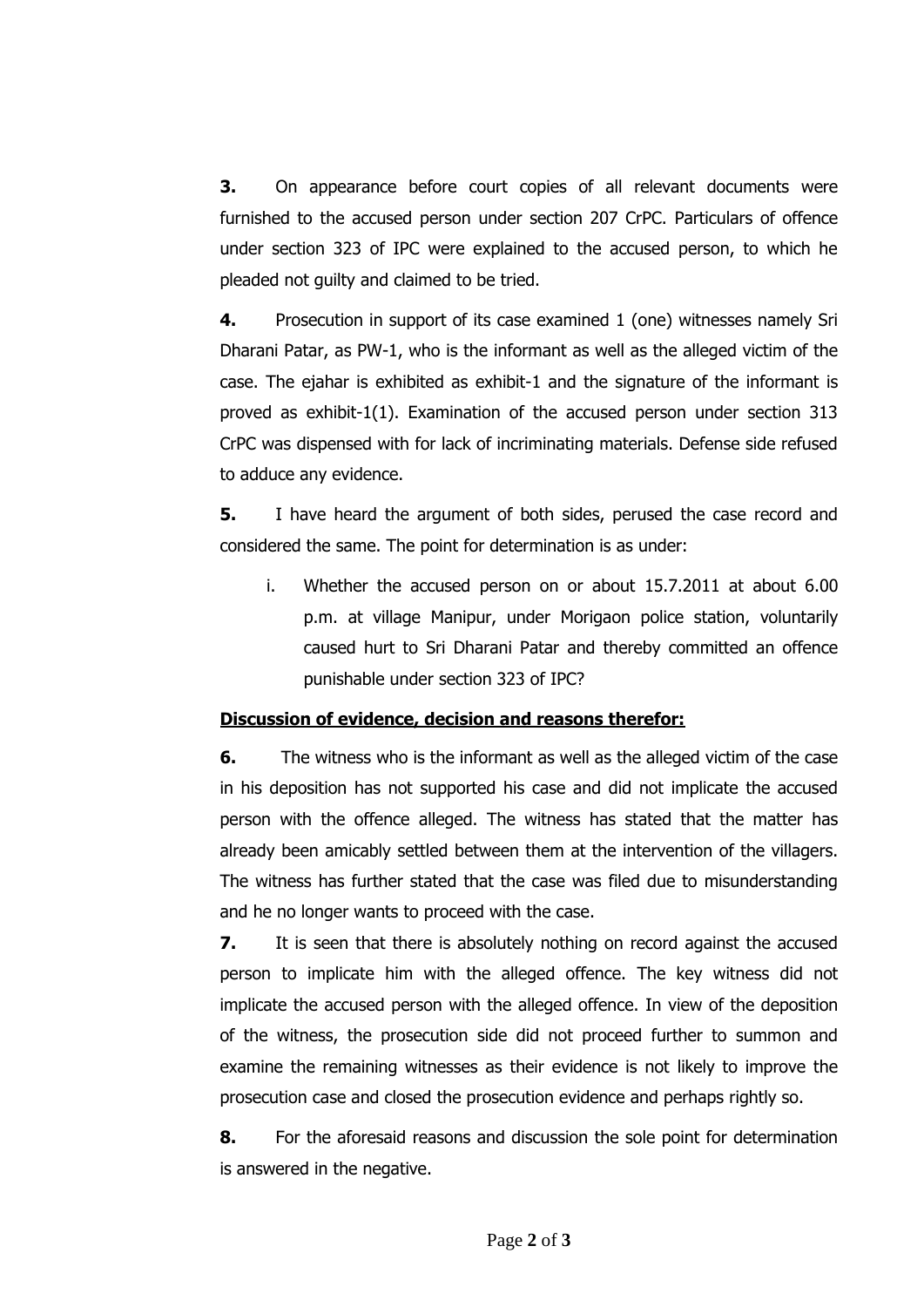**3.** On appearance before court copies of all relevant documents were furnished to the accused person under section 207 CrPC. Particulars of offence under section 323 of IPC were explained to the accused person, to which he pleaded not guilty and claimed to be tried.

**4.** Prosecution in support of its case examined 1 (one) witnesses namely Sri Dharani Patar, as PW-1, who is the informant as well as the alleged victim of the case. The ejahar is exhibited as exhibit-1 and the signature of the informant is proved as exhibit-1(1). Examination of the accused person under section 313 CrPC was dispensed with for lack of incriminating materials. Defense side refused to adduce any evidence.

**5.** I have heard the argument of both sides, perused the case record and considered the same. The point for determination is as under:

i. Whether the accused person on or about 15.7.2011 at about 6.00 p.m. at village Manipur, under Morigaon police station, voluntarily caused hurt to Sri Dharani Patar and thereby committed an offence punishable under section 323 of IPC?

**<u>Discussion of evidence, decision and reasons therefor:</u>**

**6.** The witness who is the informant as well as the alleged victim of the case in his deposition has not supported his case and did not implicate the accused person with the offence alleged. The witness has stated that the matter has already been amicably settled between them at the intervention of the villagers. The witness has further stated that the case was filed due to misunderstanding and he no longer wants to proceed with the case.

**7.** It is seen that there is absolutely nothing on record against the accused person to implicate him with the alleged offence. The key witness did not implicate the accused person with the alleged offence. In view of the deposition of the witness, the prosecution side did not proceed further to summon and examine the remaining witnesses as their evidence is not likely to improve the prosecution case and closed the prosecution evidence and perhaps rightly so.

**8.** For the aforesaid reasons and discussion the sole point for determination is answered in the negative.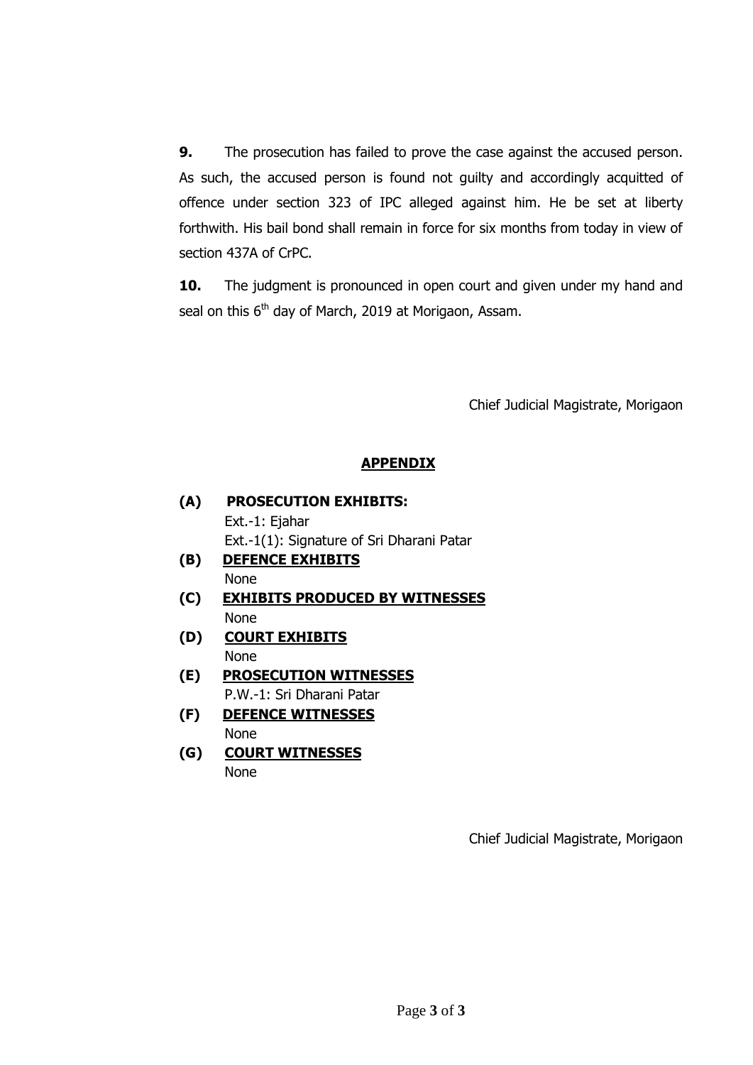**9.** The prosecution has failed to prove the case against the accused person. As such, the accused person is found not guilty and accordingly acquitted of offence under section 323 of IPC alleged against him. He be set at liberty forthwith. His bail bond shall remain in force for six months from today in view of section 437A of CrPC.

**10.** The judgment is pronounced in open court and given under my hand and seal on this 6th day of March, 2019 at Morigaon, Assam.

Chief Judicial Magistrate, Morigaon

## APPENDIX

**(A) PROSECUTION EXHIBITS:**

Ext.-1: Ejahar

Ext.-1(1): Signature of Sri Dharani Patar

**(B) DEFENCE EXHIBITS**

None

**(C) EXHIBITS PRODUCED BY WITNESSES**

None

**(D) COURT EXHIBITS**

None

**(E) PROSECUTION WITNESSES**

P.W.-1: Sri Dharani Patar

**(F) DEFENCE WITNESSES**

None

**(G) COURT WITNESSES**

None

Chief Judicial Magistrate, Morigaon